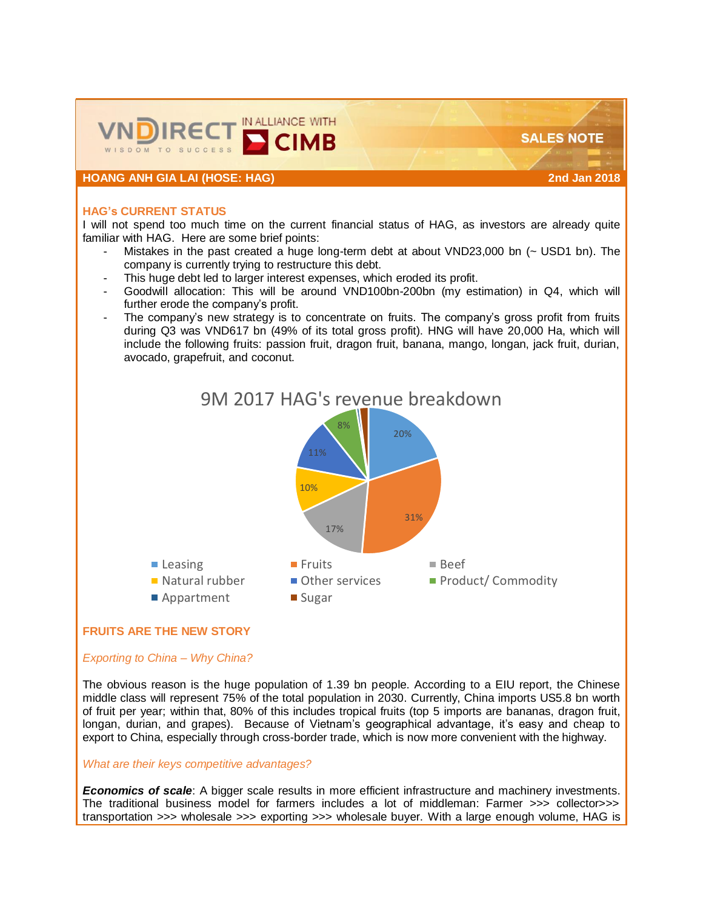**SALES NOTE**

**HOANG ANH GIA LAI (HOSE: HAG)** — **2nd Jan 2018**

## HAG's CURRENT STATUS

I will not spend too much time on the current financial status of HAG, as investors are already quite familiar with HAG. Here are some brief points:

- Mistakes in the past created a huge long-term debt at about VND23,000 bn (~ USD1 bn). The company is currently trying to restructure this debt.
- This huge debt led to larger interest expenses, which eroded its profit.
- Goodwill allocation: This will be around VND100bn-200bn (my estimation) in Q4, which will further erode the company's profit.
- The company's new strategy is to concentrate on fruits. The company's gross profit from fruits during Q3 was VND617 bn (49% of its total gross profit). HNG will have 20,000 Ha, which will include the following fruits: passion fruit, dragon fruit, banana, mango, longan, jack fruit, durian, avocado, grapefruit, and coconut.

**9M 2017 HAG's revenue breakdown**

| Segment | Share |
|---|---|
| Leasing | 20% |
| Fruits | 31% |
| Beef | 17% |
| Natural rubber | 10% |
| Other services | 11% |
| Product/ Commodity | 8% |
| Appartment | |
| Sugar | |

## FRUITS ARE THE NEW STORY

### *Exporting to China – Why China?*

The obvious reason is the huge population of 1.39 bn people. According to a EIU report, the Chinese middle class will represent 75% of the total population in 2030. Currently, China imports US5.8 bn worth of fruit per year; within that, 80% of this includes tropical fruits (top 5 imports are bananas, dragon fruit, longan, durian, and grapes). Because of Vietnam's geographical advantage, it's easy and cheap to export to China, especially through cross-border trade, which is now more convenient with the highway.

### *What are their keys competitive advantages?*

***Economics of scale***: A bigger scale results in more efficient infrastructure and machinery investments. The traditional business model for farmers includes a lot of middleman: Farmer >>> collector>>> transportation >>> wholesale >>> exporting >>> wholesale buyer. With a large enough volume, HAG is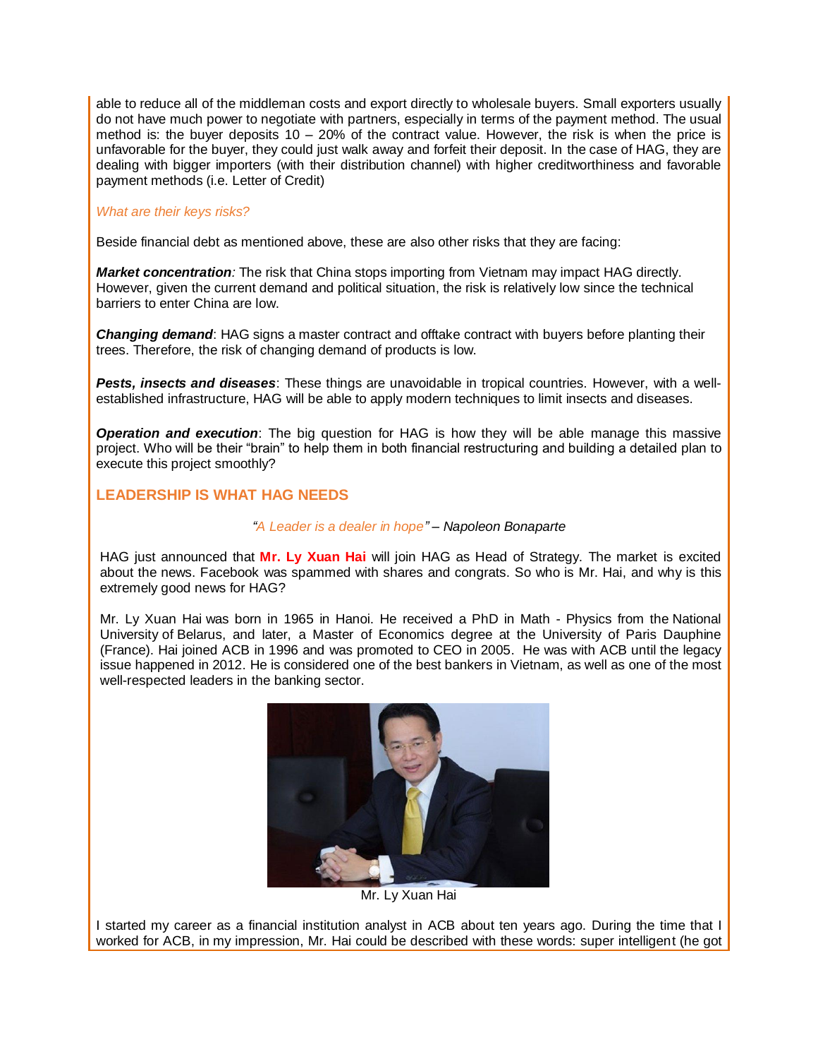able to reduce all of the middleman costs and export directly to wholesale buyers. Small exporters usually do not have much power to negotiate with partners, especially in terms of the payment method. The usual method is: the buyer deposits 10 – 20% of the contract value. However, the risk is when the price is unfavorable for the buyer, they could just walk away and forfeit their deposit. In the case of HAG, they are dealing with bigger importers (with their distribution channel) with higher creditworthiness and favorable payment methods (i.e. Letter of Credit)

*What are their keys risks?*

Beside financial debt as mentioned above, these are also other risks that they are facing:

***Market concentration****:* The risk that China stops importing from Vietnam may impact HAG directly. However, given the current demand and political situation, the risk is relatively low since the technical barriers to enter China are low.

***Changing demand***: HAG signs a master contract and offtake contract with buyers before planting their trees. Therefore, the risk of changing demand of products is low.

***Pests, insects and diseases***: These things are unavoidable in tropical countries. However, with a well-established infrastructure, HAG will be able to apply modern techniques to limit insects and diseases.

***Operation and execution***: The big question for HAG is how they will be able manage this massive project. Who will be their "brain" to help them in both financial restructuring and building a detailed plan to execute this project smoothly?

## LEADERSHIP IS WHAT HAG NEEDS

*"A Leader is a dealer in hope" – Napoleon Bonaparte*

HAG just announced that **Mr. Ly Xuan Hai** will join HAG as Head of Strategy. The market is excited about the news. Facebook was spammed with shares and congrats. So who is Mr. Hai, and why is this extremely good news for HAG?

Mr. Ly Xuan Hai was born in 1965 in Hanoi. He received a PhD in Math - Physics from the National University of Belarus, and later, a Master of Economics degree at the University of Paris Dauphine (France). Hai joined ACB in 1996 and was promoted to CEO in 2005. He was with ACB until the legacy issue happened in 2012. He is considered one of the best bankers in Vietnam, as well as one of the most well-respected leaders in the banking sector.

Mr. Ly Xuan Hai

I started my career as a financial institution analyst in ACB about ten years ago. During the time that I worked for ACB, in my impression, Mr. Hai could be described with these words: super intelligent (he got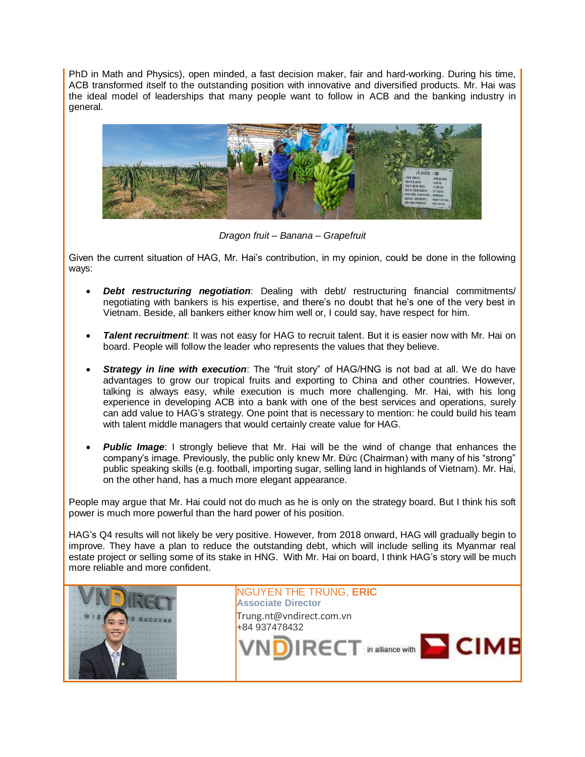PhD in Math and Physics), open minded, a fast decision maker, fair and hard-working. During his time, ACB transformed itself to the outstanding position with innovative and diversified products. Mr. Hai was the ideal model of leaderships that many people want to follow in ACB and the banking industry in general.

*Dragon fruit – Banana – Grapefruit*

Given the current situation of HAG, Mr. Hai's contribution, in my opinion, could be done in the following ways:

- ***Debt restructuring negotiation***: Dealing with debt/ restructuring financial commitments/ negotiating with bankers is his expertise, and there's no doubt that he's one of the very best in Vietnam. Beside, all bankers either know him well or, I could say, have respect for him.

- ***Talent recruitment***: It was not easy for HAG to recruit talent. But it is easier now with Mr. Hai on board. People will follow the leader who represents the values that they believe.

- ***Strategy in line with execution***: The "fruit story" of HAG/HNG is not bad at all. We do have advantages to grow our tropical fruits and exporting to China and other countries. However, talking is always easy, while execution is much more challenging. Mr. Hai, with his long experience in developing ACB into a bank with one of the best services and operations, surely can add value to HAG's strategy. One point that is necessary to mention: he could build his team with talent middle managers that would certainly create value for HAG.

- ***Public Image***: I strongly believe that Mr. Hai will be the wind of change that enhances the company's image. Previously, the public only knew Mr. Đức (Chairman) with many of his "strong" public speaking skills (e.g. football, importing sugar, selling land in highlands of Vietnam). Mr. Hai, on the other hand, has a much more elegant appearance.

People may argue that Mr. Hai could not do much as he is only on the strategy board. But I think his soft power is much more powerful than the hard power of his position.

HAG's Q4 results will not likely be very positive. However, from 2018 onward, HAG will gradually begin to improve. They have a plan to reduce the outstanding debt, which will include selling its Myanmar real estate project or selling some of its stake in HNG. With Mr. Hai on board, I think HAG's story will be much more reliable and more confident.

NGUYEN THE TRUNG, **ERIC**
**Associate Director**
Trung.nt@vndirect.com.vn
+84 937478432
VNDIRECT in alliance with CIMB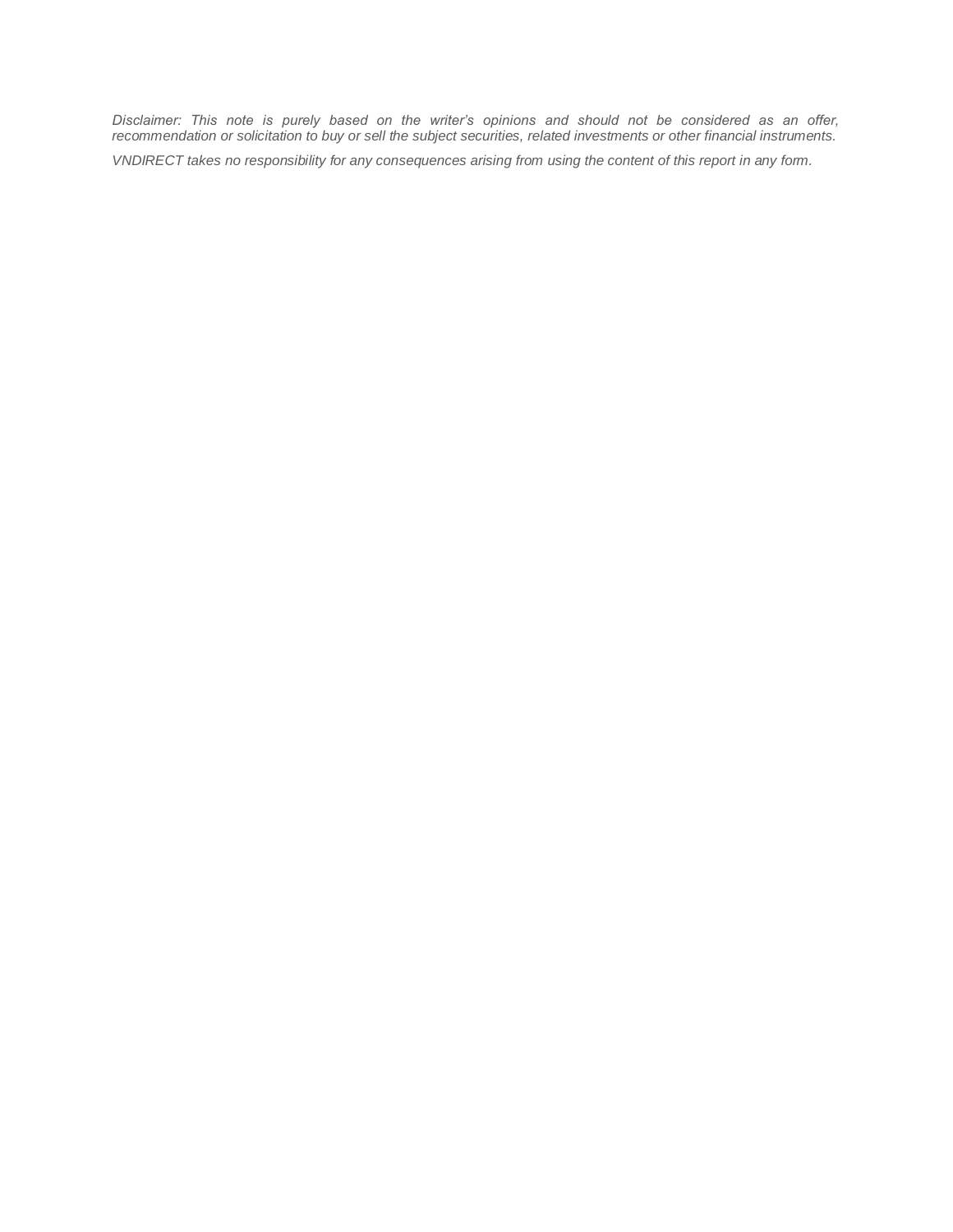*Disclaimer: This note is purely based on the writer's opinions and should not be considered as an offer, recommendation or solicitation to buy or sell the subject securities, related investments or other financial instruments.*

*VNDIRECT takes no responsibility for any consequences arising from using the content of this report in any form.*